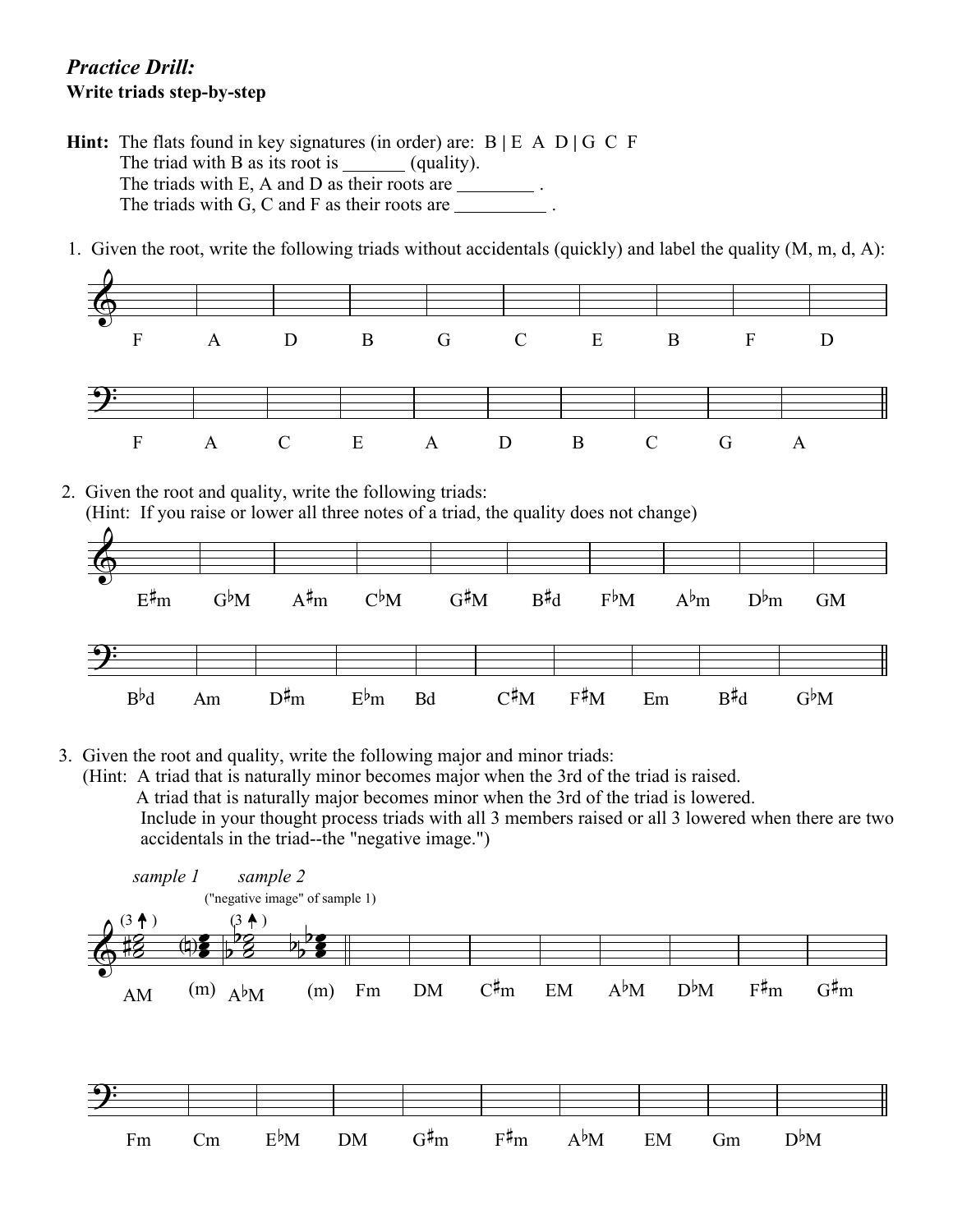## *Practice Drill:*

**Write triads step-by-step**

**Hint:** The flats found in key signatures (in order) are: B | E A D | G C F
The triad with B as its root is _______ (quality).
The triads with E, A and D as their roots are ________ .
The triads with G, C and F as their roots are __________ .

1. Given the root, write the following triads without accidentals (quickly) and label the quality (M, m, d, A):

F A D B G C E B F D

F A C E A D B C G A

2. Given the root and quality, write the following triads:
(Hint: If you raise or lower all three notes of a triad, the quality does not change)

E♯m G♭M A♯m C♭M G♯M B♯d F♭M A♭m D♭m GM

B♭d Am D♯m E♭m Bd C♯M F♯M Em B♯d G♭M

3. Given the root and quality, write the following major and minor triads:
(Hint: A triad that is naturally minor becomes major when the 3rd of the triad is raised.
A triad that is naturally major becomes minor when the 3rd of the triad is lowered.
Include in your thought process triads with all 3 members raised or all 3 lowered when there are two accidentals in the triad--the "negative image.")

*sample 1* *sample 2*
("negative image" of sample 1)

(3 ↑) (3 ↑)

AM (m) A♭M (m) Fm DM C♯m EM A♭M D♭M F♯m G♯m

Fm Cm E♭M DM G♯m F♯m A♭M EM Gm D♭M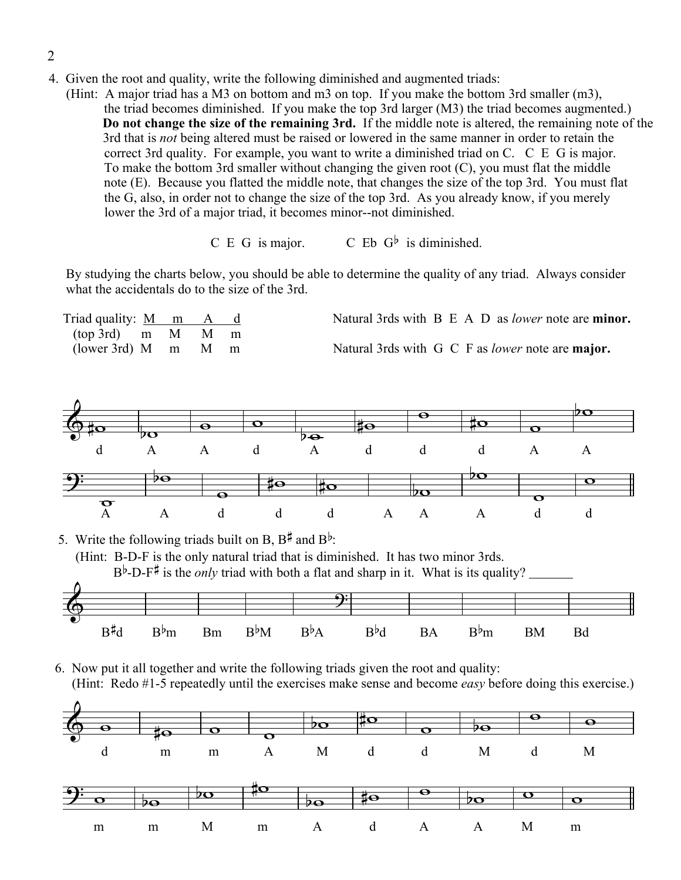4. Given the root and quality, write the following diminished and augmented triads:
   (Hint: A major triad has a M3 on bottom and m3 on top. If you make the bottom 3rd smaller (m3), the triad becomes diminished. If you make the top 3rd larger (M3) the triad becomes augmented.) **Do not change the size of the remaining 3rd.** If the middle note is altered, the remaining note of the 3rd that is *not* being altered must be raised or lowered in the same manner in order to retain the correct 3rd quality. For example, you want to write a diminished triad on C. C E G is major. To make the bottom 3rd smaller without changing the given root (C), you must flat the middle note (E). Because you flatted the middle note, that changes the size of the top 3rd. You must flat the G, also, in order not to change the size of the top 3rd. As you already know, if you merely lower the 3rd of a major triad, it becomes minor--not diminished.

   C E G is major. C Eb G♭ is diminished.

   By studying the charts below, you should be able to determine the quality of any triad. Always consider what the accidentals do to the size of the 3rd.

| Triad quality: | M | m | A | d |
|---|---|---|---|---|
| (top 3rd) | m | M | M | m |
| (lower 3rd) | M | m | M | m |

Natural 3rds with B E A D as *lower* note are **minor.**

Natural 3rds with G C F as *lower* note are **major.**

d A A d A d d d A A

A A d d d A A A d d

5. Write the following triads built on B, B♯ and B♭:
   (Hint: B-D-F is the only natural triad that is diminished. It has two minor 3rds.
   B♭-D-F♯ is the *only* triad with both a flat and sharp in it. What is its quality? _______

B♯d B♭m Bm B♭M B♭A B♭d BA B♭m BM Bd

6. Now put it all together and write the following triads given the root and quality:
   (Hint: Redo #1-5 repeatedly until the exercises make sense and become *easy* before doing this exercise.)

d m m A M d d M d M

m m M m A d A A M m